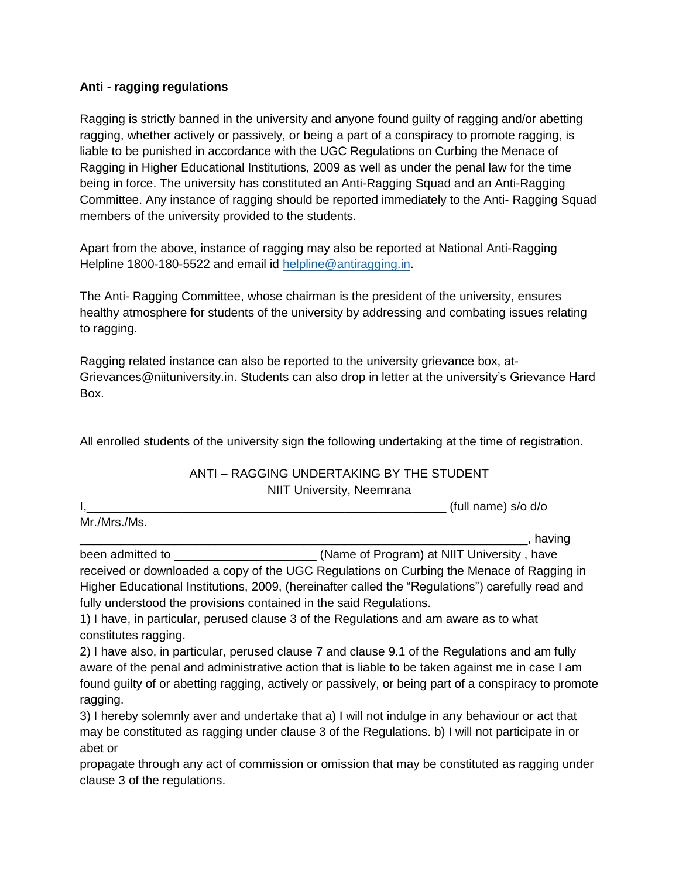**Anti - ragging regulations**

Ragging is strictly banned in the university and anyone found guilty of ragging and/or abetting ragging, whether actively or passively, or being a part of a conspiracy to promote ragging, is liable to be punished in accordance with the UGC Regulations on Curbing the Menace of Ragging in Higher Educational Institutions, 2009 as well as under the penal law for the time being in force. The university has constituted an Anti-Ragging Squad and an Anti-Ragging Committee. Any instance of ragging should be reported immediately to the Anti- Ragging Squad members of the university provided to the students.

Apart from the above, instance of ragging may also be reported at National Anti-Ragging Helpline 1800-180-5522 and email id helpline@antiragging.in.

The Anti- Ragging Committee, whose chairman is the president of the university, ensures healthy atmosphere for students of the university by addressing and combating issues relating to ragging.

Ragging related instance can also be reported to the university grievance box, at- Grievances@niituniversity.in. Students can also drop in letter at the university's Grievance Hard Box.

All enrolled students of the university sign the following undertaking at the time of registration.

ANTI – RAGGING UNDERTAKING BY THE STUDENT
NIIT University, Neemrana

I,_______________________________________________________ (full name) s/o d/o Mr./Mrs./Ms. _________________________________________________________________, having been admitted to _____________________ (Name of Program) at NIIT University , have received or downloaded a copy of the UGC Regulations on Curbing the Menace of Ragging in Higher Educational Institutions, 2009, (hereinafter called the "Regulations") carefully read and fully understood the provisions contained in the said Regulations.

1) I have, in particular, perused clause 3 of the Regulations and am aware as to what constitutes ragging.

2) I have also, in particular, perused clause 7 and clause 9.1 of the Regulations and am fully aware of the penal and administrative action that is liable to be taken against me in case I am found guilty of or abetting ragging, actively or passively, or being part of a conspiracy to promote ragging.

3) I hereby solemnly aver and undertake that a) I will not indulge in any behaviour or act that may be constituted as ragging under clause 3 of the Regulations. b) I will not participate in or abet or propagate through any act of commission or omission that may be constituted as ragging under clause 3 of the regulations.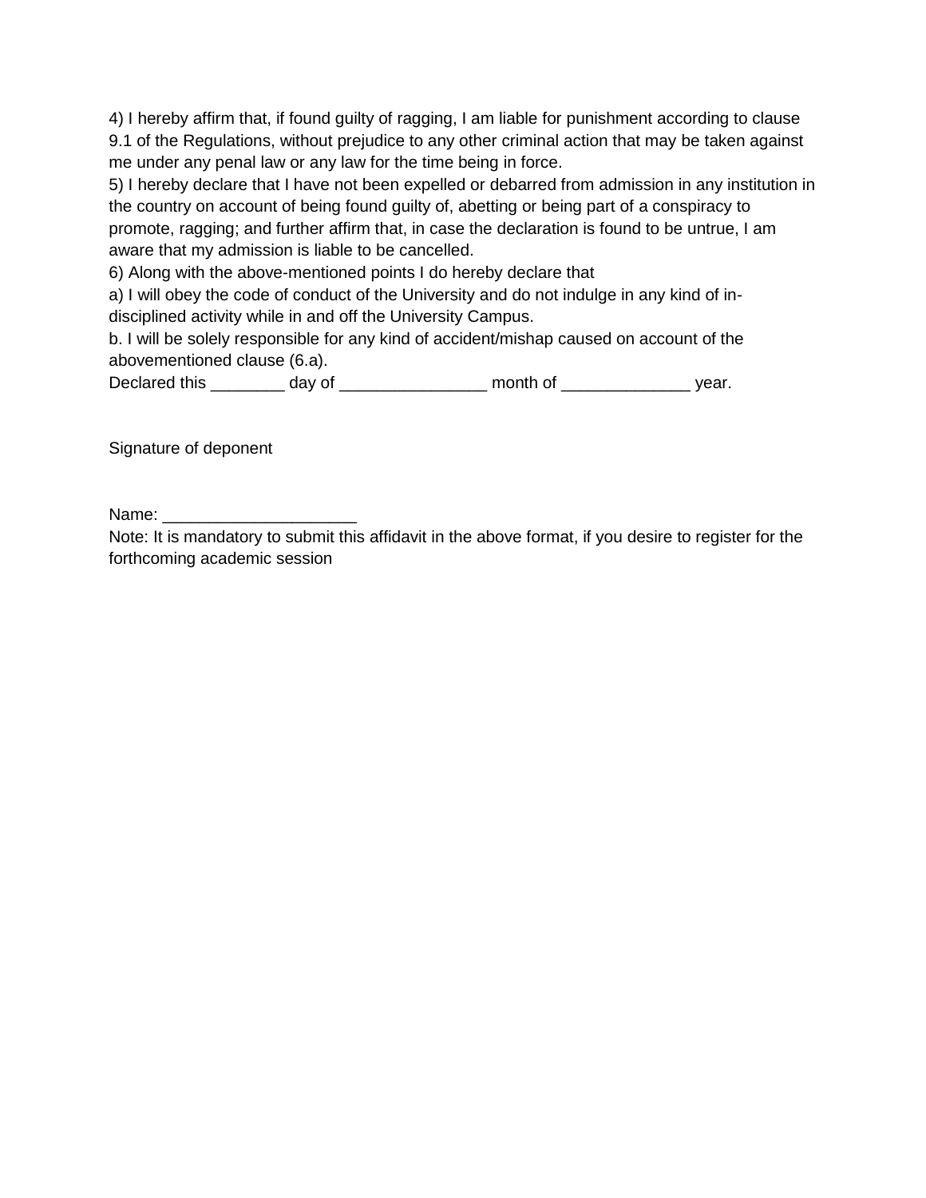4) I hereby affirm that, if found guilty of ragging, I am liable for punishment according to clause 9.1 of the Regulations, without prejudice to any other criminal action that may be taken against me under any penal law or any law for the time being in force.

5) I hereby declare that I have not been expelled or debarred from admission in any institution in the country on account of being found guilty of, abetting or being part of a conspiracy to promote, ragging; and further affirm that, in case the declaration is found to be untrue, I am aware that my admission is liable to be cancelled.

6) Along with the above-mentioned points I do hereby declare that

a) I will obey the code of conduct of the University and do not indulge in any kind of in-disciplined activity while in and off the University Campus.

b. I will be solely responsible for any kind of accident/mishap caused on account of the abovementioned clause (6.a).

Declared this ________ day of ________________ month of ______________ year.

Signature of deponent

Name: _____________________

Note: It is mandatory to submit this affidavit in the above format, if you desire to register for the forthcoming academic session